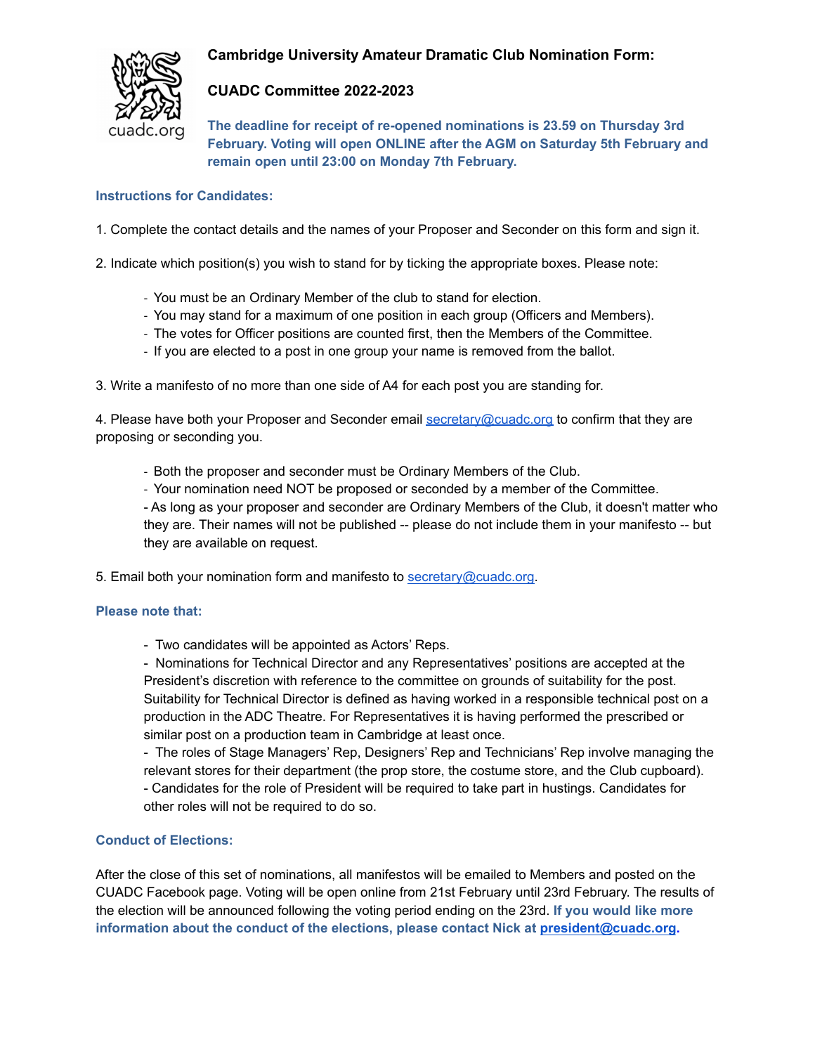# Cambridge University Amateur Dramatic Club Nomination Form:

## CUADC Committee 2022-2023

**The deadline for receipt of re-opened nominations is 23.59 on Thursday 3rd February. Voting will open ONLINE after the AGM on Saturday 5th February and remain open until 23:00 on Monday 7th February.**

### Instructions for Candidates:

1. Complete the contact details and the names of your Proposer and Seconder on this form and sign it.

2. Indicate which position(s) you wish to stand for by ticking the appropriate boxes. Please note:

   - You must be an Ordinary Member of the club to stand for election.
   - You may stand for a maximum of one position in each group (Officers and Members).
   - The votes for Officer positions are counted first, then the Members of the Committee.
   - If you are elected to a post in one group your name is removed from the ballot.

3. Write a manifesto of no more than one side of A4 for each post you are standing for.

4. Please have both your Proposer and Seconder email secretary@cuadc.org to confirm that they are proposing or seconding you.

   - Both the proposer and seconder must be Ordinary Members of the Club.
   - Your nomination need NOT be proposed or seconded by a member of the Committee.
   - As long as your proposer and seconder are Ordinary Members of the Club, it doesn't matter who they are. Their names will not be published -- please do not include them in your manifesto -- but they are available on request.

5. Email both your nomination form and manifesto to secretary@cuadc.org.

### Please note that:

- Two candidates will be appointed as Actors' Reps.
- Nominations for Technical Director and any Representatives' positions are accepted at the President's discretion with reference to the committee on grounds of suitability for the post. Suitability for Technical Director is defined as having worked in a responsible technical post on a production in the ADC Theatre. For Representatives it is having performed the prescribed or similar post on a production team in Cambridge at least once.
- The roles of Stage Managers' Rep, Designers' Rep and Technicians' Rep involve managing the relevant stores for their department (the prop store, the costume store, and the Club cupboard).
- Candidates for the role of President will be required to take part in hustings. Candidates for other roles will not be required to do so.

### Conduct of Elections:

After the close of this set of nominations, all manifestos will be emailed to Members and posted on the CUADC Facebook page. Voting will be open online from 21st February until 23rd February. The results of the election will be announced following the voting period ending on the 23rd. **If you would like more information about the conduct of the elections, please contact Nick at president@cuadc.org.**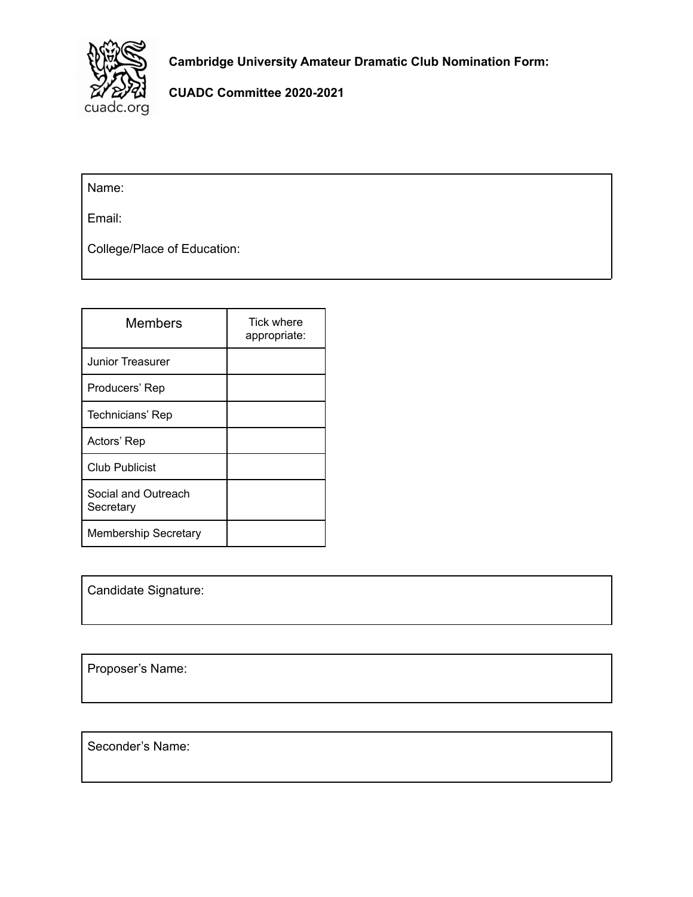**Cambridge University Amateur Dramatic Club Nomination Form:**

**CUADC Committee 2020-2021**

Name:

Email:

College/Place of Education:

| Members | Tick where appropriate: |
|---|---|
| Junior Treasurer | |
| Producers' Rep | |
| Technicians' Rep | |
| Actors' Rep | |
| Club Publicist | |
| Social and Outreach Secretary | |
| Membership Secretary | |

Candidate Signature:

Proposer's Name:

Seconder's Name: